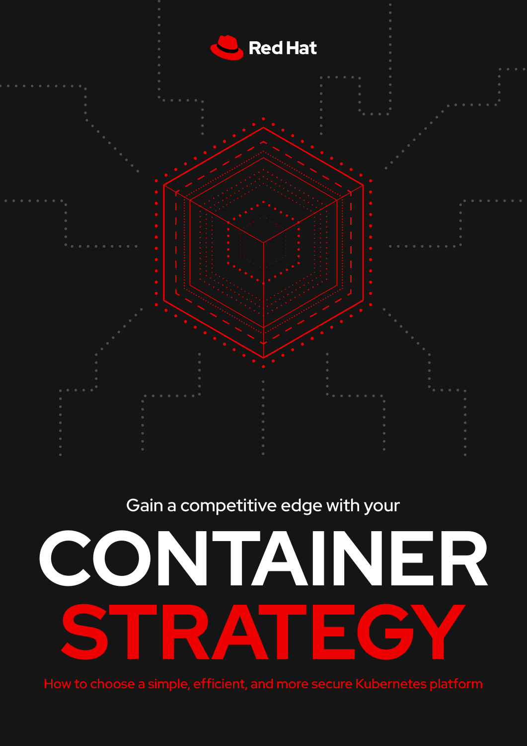Red Hat

Gain a competitive edge with your

# CONTAINER STRATEGY

How to choose a simple, efficient, and more secure Kubernetes platform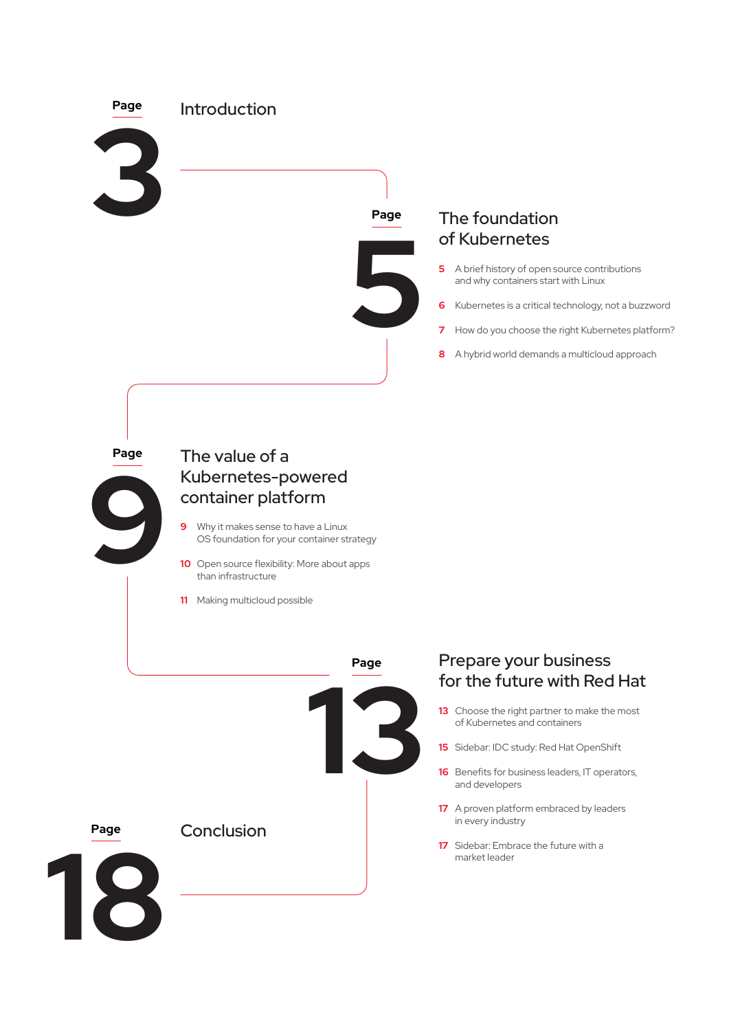Page 3

## Introduction

Page 5

## The foundation of Kubernetes

5 A brief history of open source contributions and why containers start with Linux

6 Kubernetes is a critical technology, not a buzzword

7 How do you choose the right Kubernetes platform?

8 A hybrid world demands a multicloud approach

Page 9

## The value of a Kubernetes-powered container platform

9 Why it makes sense to have a Linux OS foundation for your container strategy

10 Open source flexibility: More about apps than infrastructure

11 Making multicloud possible

Page 13

## Prepare your business for the future with Red Hat

13 Choose the right partner to make the most of Kubernetes and containers

15 Sidebar: IDC study: Red Hat OpenShift

16 Benefits for business leaders, IT operators, and developers

17 A proven platform embraced by leaders in every industry

17 Sidebar: Embrace the future with a market leader

Page 18

## Conclusion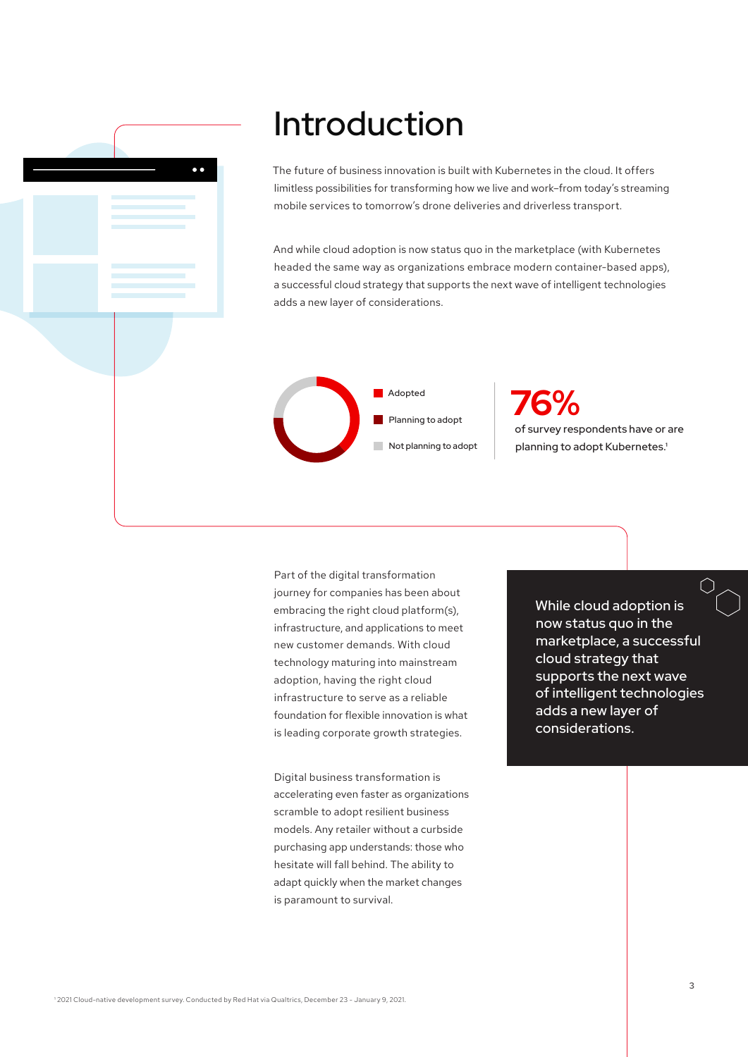# Introduction

The future of business innovation is built with Kubernetes in the cloud. It offers limitless possibilities for transforming how we live and work–from today's streaming mobile services to tomorrow's drone deliveries and driverless transport.

And while cloud adoption is now status quo in the marketplace (with Kubernetes headed the same way as organizations embrace modern container-based apps), a successful cloud strategy that supports the next wave of intelligent technologies adds a new layer of considerations.

- Adopted
- Planning to adopt
- Not planning to adopt

**76%** of survey respondents have or are planning to adopt Kubernetes.[1]

Part of the digital transformation journey for companies has been about embracing the right cloud platform(s), infrastructure, and applications to meet new customer demands. With cloud technology maturing into mainstream adoption, having the right cloud infrastructure to serve as a reliable foundation for flexible innovation is what is leading corporate growth strategies.

Digital business transformation is accelerating even faster as organizations scramble to adopt resilient business models. Any retailer without a curbside purchasing app understands: those who hesitate will fall behind. The ability to adapt quickly when the market changes is paramount to survival.

> While cloud adoption is now status quo in the marketplace, a successful cloud strategy that supports the next wave of intelligent technologies adds a new layer of considerations.

[1] 2021 Cloud-native development survey. Conducted by Red Hat via Qualtrics, December 23 - January 9, 2021.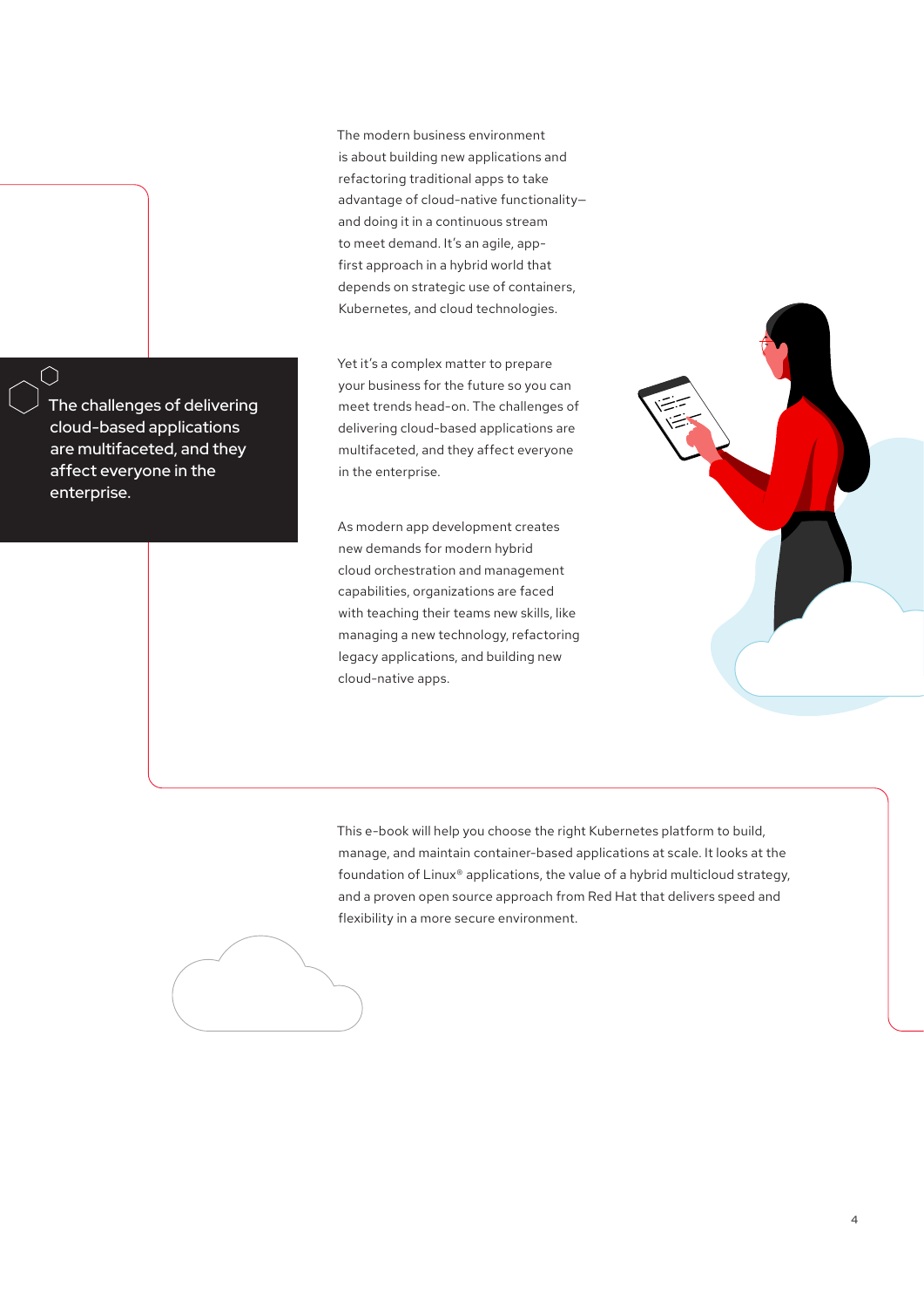The modern business environment is about building new applications and refactoring traditional apps to take advantage of cloud-native functionality—and doing it in a continuous stream to meet demand. It's an agile, app-first approach in a hybrid world that depends on strategic use of containers, Kubernetes, and cloud technologies.

> The challenges of delivering cloud-based applications are multifaceted, and they affect everyone in the enterprise.

Yet it's a complex matter to prepare your business for the future so you can meet trends head-on. The challenges of delivering cloud-based applications are multifaceted, and they affect everyone in the enterprise.

As modern app development creates new demands for modern hybrid cloud orchestration and management capabilities, organizations are faced with teaching their teams new skills, like managing a new technology, refactoring legacy applications, and building new cloud-native apps.

This e-book will help you choose the right Kubernetes platform to build, manage, and maintain container-based applications at scale. It looks at the foundation of Linux® applications, the value of a hybrid multicloud strategy, and a proven open source approach from Red Hat that delivers speed and flexibility in a more secure environment.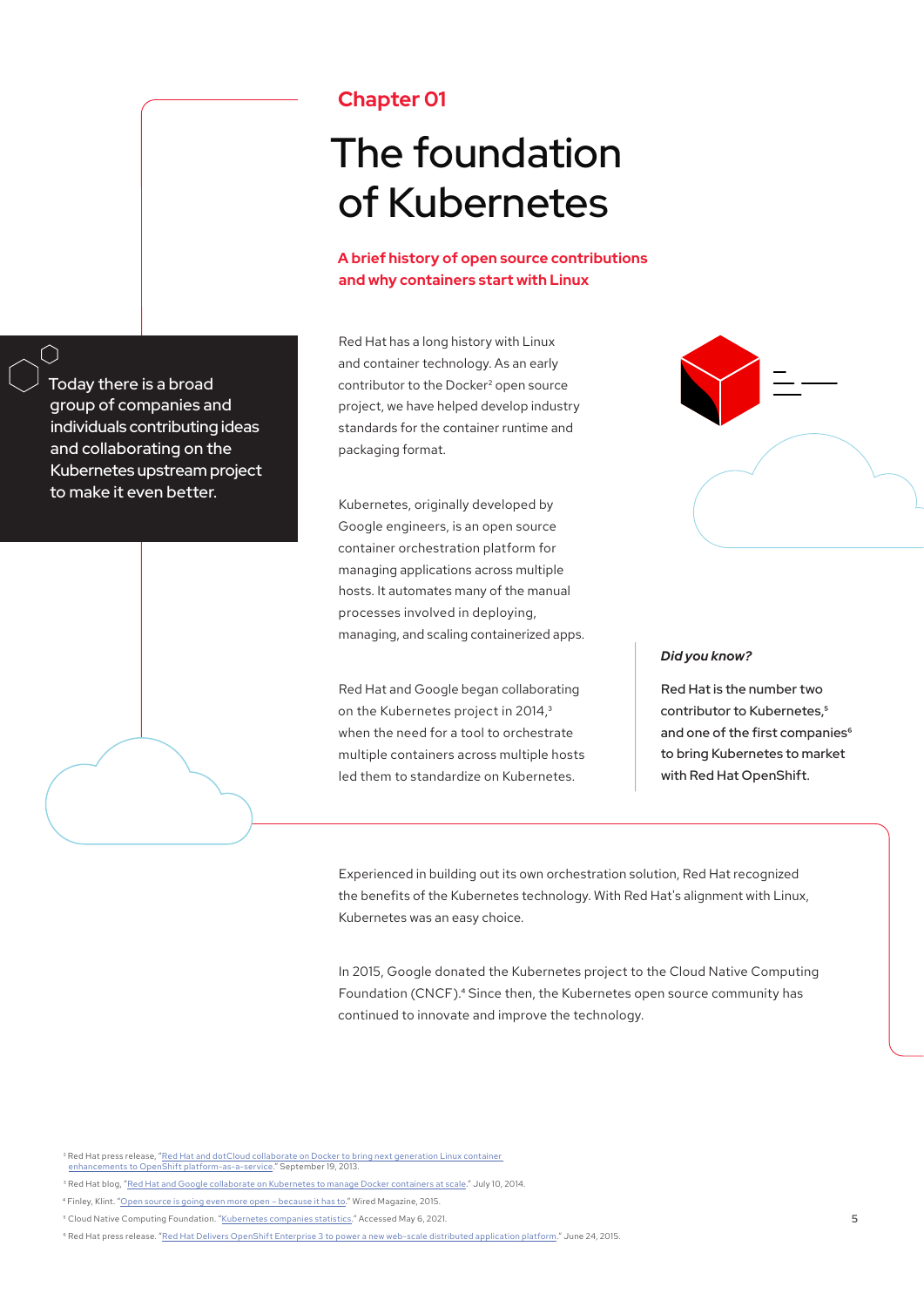Chapter 01

# The foundation of Kubernetes

## A brief history of open source contributions and why containers start with Linux

Today there is a broad group of companies and individuals contributing ideas and collaborating on the Kubernetes upstream project to make it even better.

Red Hat has a long history with Linux and container technology. As an early contributor to the Docker[2] open source project, we have helped develop industry standards for the container runtime and packaging format.

Kubernetes, originally developed by Google engineers, is an open source container orchestration platform for managing applications across multiple hosts. It automates many of the manual processes involved in deploying, managing, and scaling containerized apps.

Red Hat and Google began collaborating on the Kubernetes project in 2014,[3] when the need for a tool to orchestrate multiple containers across multiple hosts led them to standardize on Kubernetes.

*Did you know?*

Red Hat is the number two contributor to Kubernetes,[5] and one of the first companies[6] to bring Kubernetes to market with Red Hat OpenShift.

Experienced in building out its own orchestration solution, Red Hat recognized the benefits of the Kubernetes technology. With Red Hat's alignment with Linux, Kubernetes was an easy choice.

In 2015, Google donated the Kubernetes project to the Cloud Native Computing Foundation (CNCF).[4] Since then, the Kubernetes open source community has continued to innovate and improve the technology.

[2] Red Hat press release, "Red Hat and dotCloud collaborate on Docker to bring next generation Linux container enhancements to OpenShift platform-as-a-service." September 19, 2013.

[3] Red Hat blog, "Red Hat and Google collaborate on Kubernetes to manage Docker containers at scale." July 10, 2014.

[4] Finley, Klint. "Open source is going even more open – because it has to." Wired Magazine, 2015.

[5] Cloud Native Computing Foundation. "Kubernetes companies statistics." Accessed May 6, 2021.

[6] Red Hat press release. "Red Hat Delivers OpenShift Enterprise 3 to power a new web-scale distributed application platform." June 24, 2015.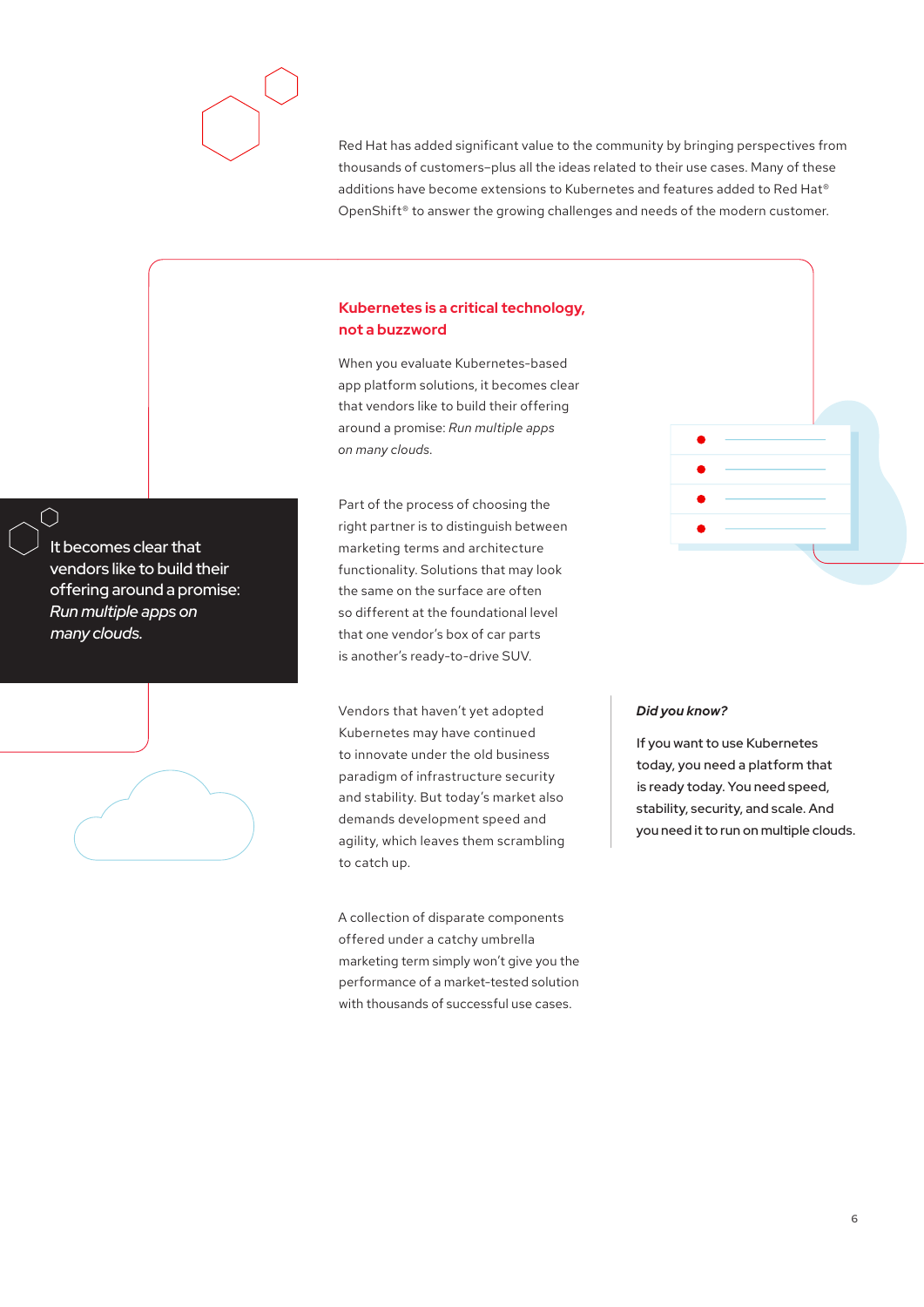Red Hat has added significant value to the community by bringing perspectives from thousands of customers–plus all the ideas related to their use cases. Many of these additions have become extensions to Kubernetes and features added to Red Hat® OpenShift® to answer the growing challenges and needs of the modern customer.

## Kubernetes is a critical technology, not a buzzword

When you evaluate Kubernetes-based app platform solutions, it becomes clear that vendors like to build their offering around a promise: *Run multiple apps on many clouds.*

> It becomes clear that vendors like to build their offering around a promise: *Run multiple apps on many clouds.*

Part of the process of choosing the right partner is to distinguish between marketing terms and architecture functionality. Solutions that may look the same on the surface are often so different at the foundational level that one vendor's box of car parts is another's ready-to-drive SUV.

Vendors that haven't yet adopted Kubernetes may have continued to innovate under the old business paradigm of infrastructure security and stability. But today's market also demands development speed and agility, which leaves them scrambling to catch up.

A collection of disparate components offered under a catchy umbrella marketing term simply won't give you the performance of a market-tested solution with thousands of successful use cases.

***Did you know?***

If you want to use Kubernetes today, you need a platform that is ready today. You need speed, stability, security, and scale. And you need it to run on multiple clouds.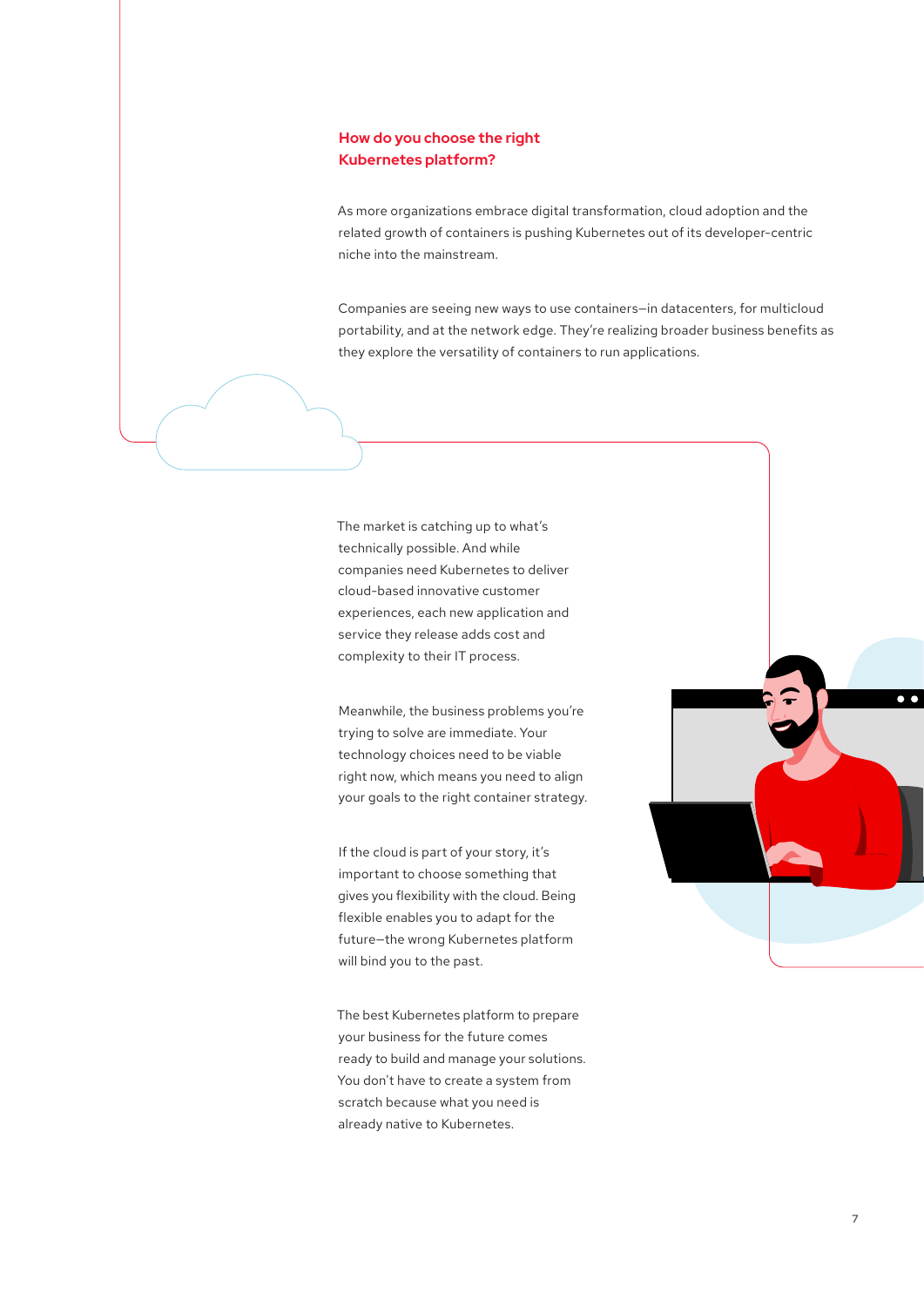## How do you choose the right Kubernetes platform?

As more organizations embrace digital transformation, cloud adoption and the related growth of containers is pushing Kubernetes out of its developer-centric niche into the mainstream.

Companies are seeing new ways to use containers—in datacenters, for multicloud portability, and at the network edge. They're realizing broader business benefits as they explore the versatility of containers to run applications.

The market is catching up to what's technically possible. And while companies need Kubernetes to deliver cloud-based innovative customer experiences, each new application and service they release adds cost and complexity to their IT process.

Meanwhile, the business problems you're trying to solve are immediate. Your technology choices need to be viable right now, which means you need to align your goals to the right container strategy.

If the cloud is part of your story, it's important to choose something that gives you flexibility with the cloud. Being flexible enables you to adapt for the future—the wrong Kubernetes platform will bind you to the past.

The best Kubernetes platform to prepare your business for the future comes ready to build and manage your solutions. You don't have to create a system from scratch because what you need is already native to Kubernetes.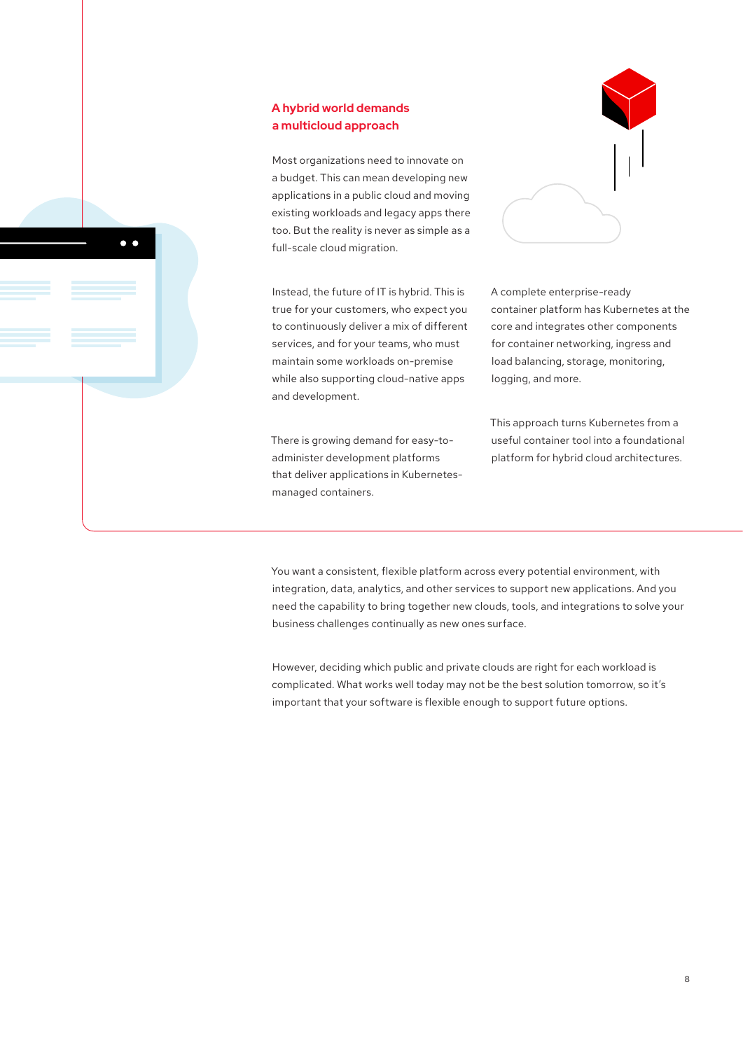## A hybrid world demands a multicloud approach

Most organizations need to innovate on a budget. This can mean developing new applications in a public cloud and moving existing workloads and legacy apps there too. But the reality is never as simple as a full-scale cloud migration.

Instead, the future of IT is hybrid. This is true for your customers, who expect you to continuously deliver a mix of different services, and for your teams, who must maintain some workloads on-premise while also supporting cloud-native apps and development.

There is growing demand for easy-to-administer development platforms that deliver applications in Kubernetes-managed containers.

A complete enterprise-ready container platform has Kubernetes at the core and integrates other components for container networking, ingress and load balancing, storage, monitoring, logging, and more.

This approach turns Kubernetes from a useful container tool into a foundational platform for hybrid cloud architectures.

You want a consistent, flexible platform across every potential environment, with integration, data, analytics, and other services to support new applications. And you need the capability to bring together new clouds, tools, and integrations to solve your business challenges continually as new ones surface.

However, deciding which public and private clouds are right for each workload is complicated. What works well today may not be the best solution tomorrow, so it's important that your software is flexible enough to support future options.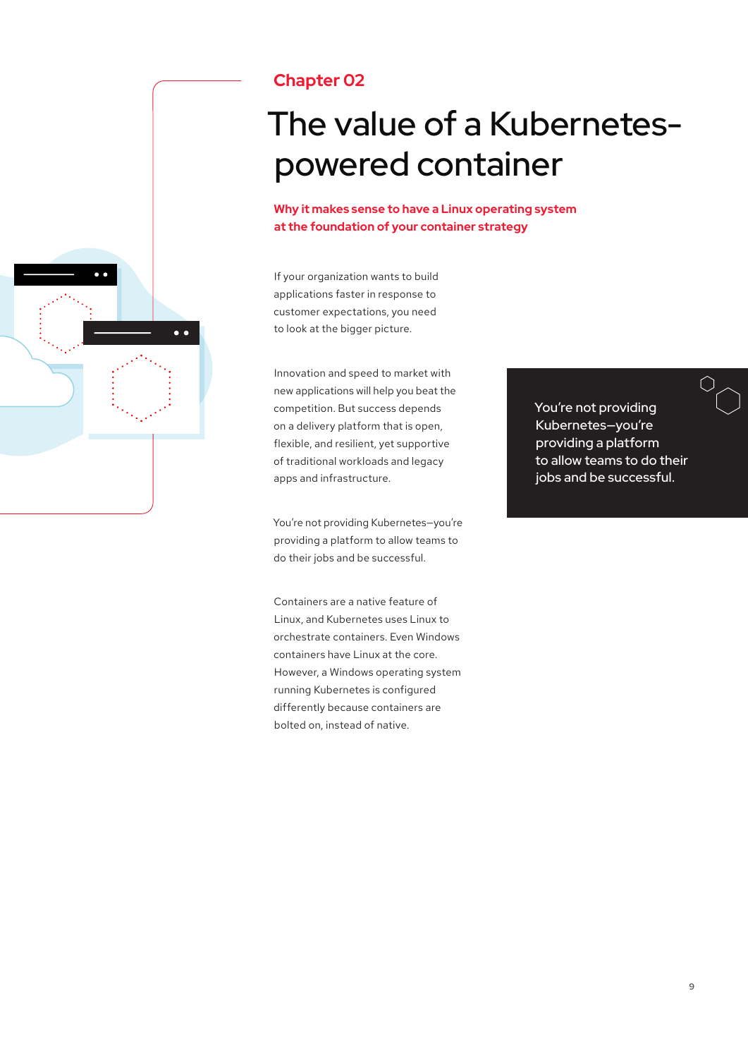Chapter 02

# The value of a Kubernetes-powered container

**Why it makes sense to have a Linux operating system at the foundation of your container strategy**

If your organization wants to build applications faster in response to customer expectations, you need to look at the bigger picture.

Innovation and speed to market with new applications will help you beat the competition. But success depends on a delivery platform that is open, flexible, and resilient, yet supportive of traditional workloads and legacy apps and infrastructure.

You're not providing Kubernetes—you're providing a platform to allow teams to do their jobs and be successful.

Containers are a native feature of Linux, and Kubernetes uses Linux to orchestrate containers. Even Windows containers have Linux at the core. However, a Windows operating system running Kubernetes is configured differently because containers are bolted on, instead of native.

> You're not providing Kubernetes—you're providing a platform to allow teams to do their jobs and be successful.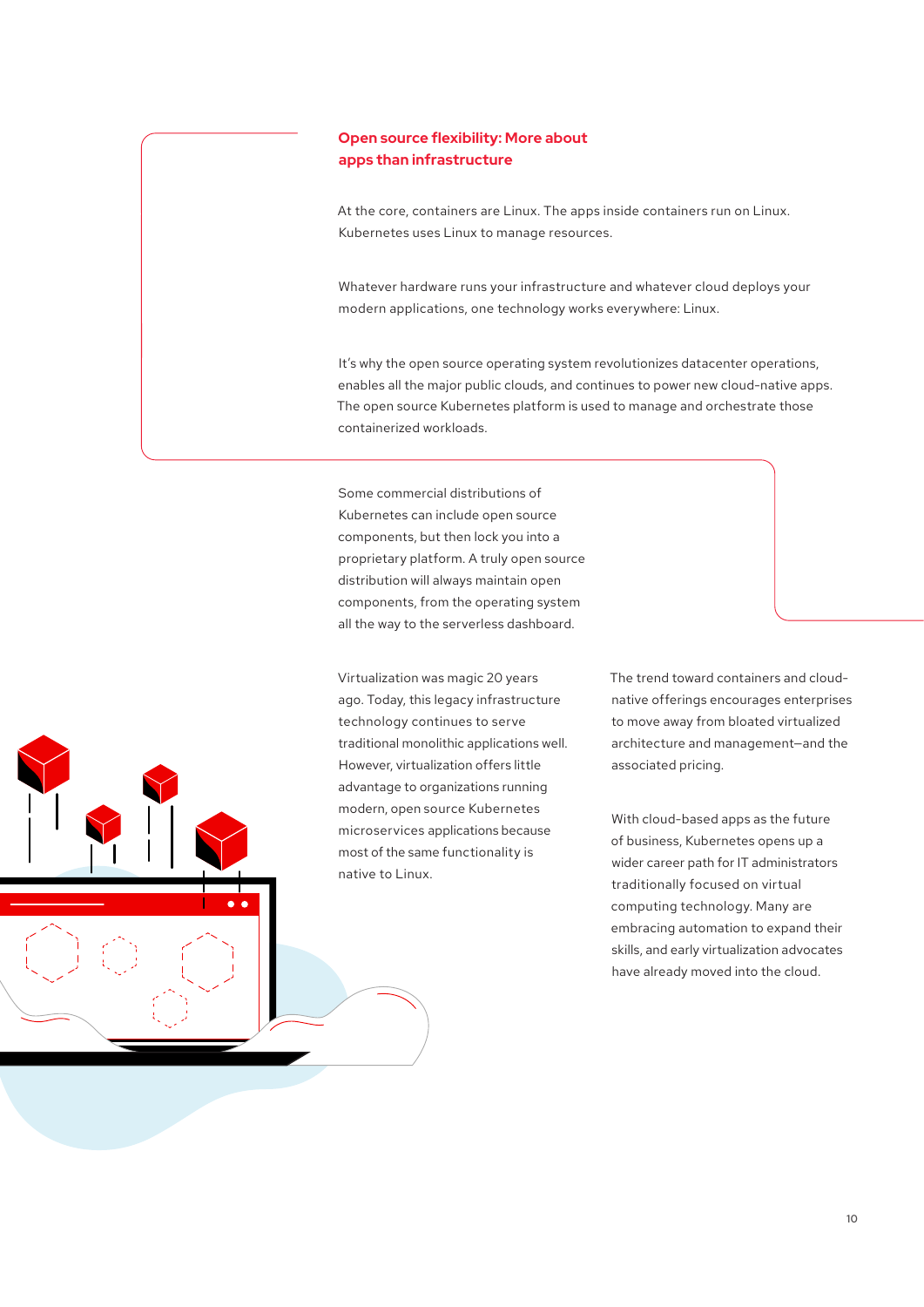## Open source flexibility: More about apps than infrastructure

At the core, containers are Linux. The apps inside containers run on Linux. Kubernetes uses Linux to manage resources.

Whatever hardware runs your infrastructure and whatever cloud deploys your modern applications, one technology works everywhere: Linux.

It's why the open source operating system revolutionizes datacenter operations, enables all the major public clouds, and continues to power new cloud-native apps. The open source Kubernetes platform is used to manage and orchestrate those containerized workloads.

Some commercial distributions of Kubernetes can include open source components, but then lock you into a proprietary platform. A truly open source distribution will always maintain open components, from the operating system all the way to the serverless dashboard.

Virtualization was magic 20 years ago. Today, this legacy infrastructure technology continues to serve traditional monolithic applications well. However, virtualization offers little advantage to organizations running modern, open source Kubernetes microservices applications because most of the same functionality is native to Linux.

The trend toward containers and cloud-native offerings encourages enterprises to move away from bloated virtualized architecture and management—and the associated pricing.

With cloud-based apps as the future of business, Kubernetes opens up a wider career path for IT administrators traditionally focused on virtual computing technology. Many are embracing automation to expand their skills, and early virtualization advocates have already moved into the cloud.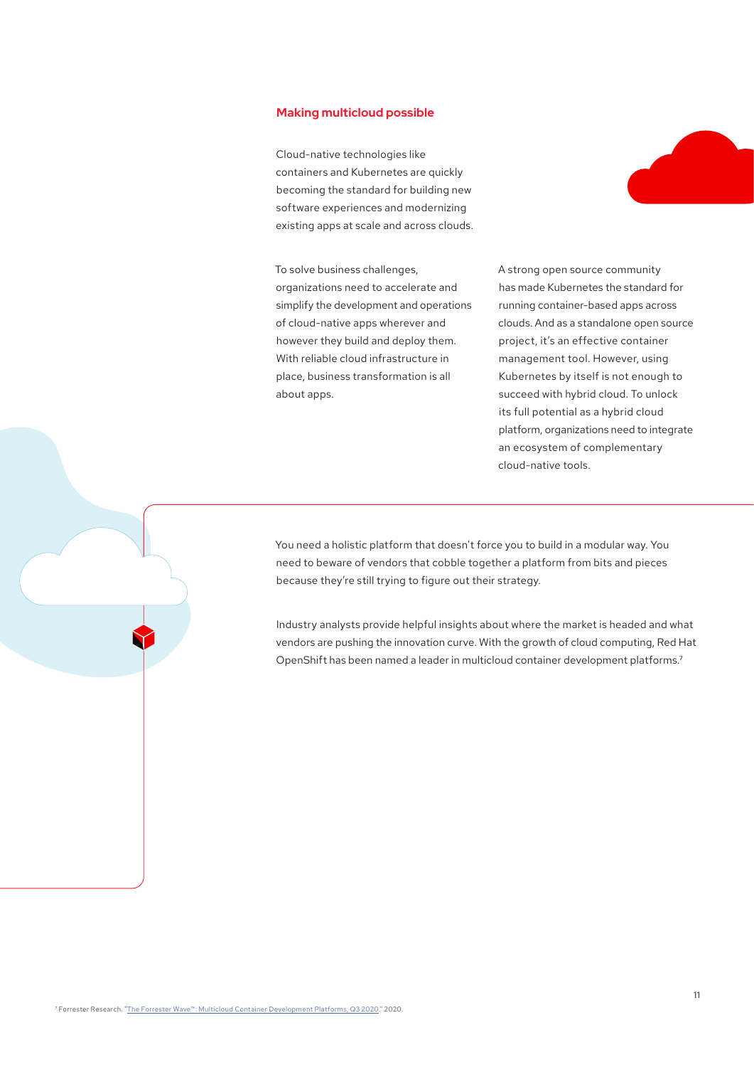## Making multicloud possible

Cloud-native technologies like containers and Kubernetes are quickly becoming the standard for building new software experiences and modernizing existing apps at scale and across clouds.

To solve business challenges, organizations need to accelerate and simplify the development and operations of cloud-native apps wherever and however they build and deploy them. With reliable cloud infrastructure in place, business transformation is all about apps.

A strong open source community has made Kubernetes the standard for running container-based apps across clouds. And as a standalone open source project, it's an effective container management tool. However, using Kubernetes by itself is not enough to succeed with hybrid cloud. To unlock its full potential as a hybrid cloud platform, organizations need to integrate an ecosystem of complementary cloud-native tools.

You need a holistic platform that doesn't force you to build in a modular way. You need to beware of vendors that cobble together a platform from bits and pieces because they're still trying to figure out their strategy.

Industry analysts provide helpful insights about where the market is headed and what vendors are pushing the innovation curve. With the growth of cloud computing, Red Hat OpenShift has been named a leader in multicloud container development platforms.[7]

[7] Forrester Research. "The Forrester Wave™: Multicloud Container Development Platforms, Q3 2020." 2020.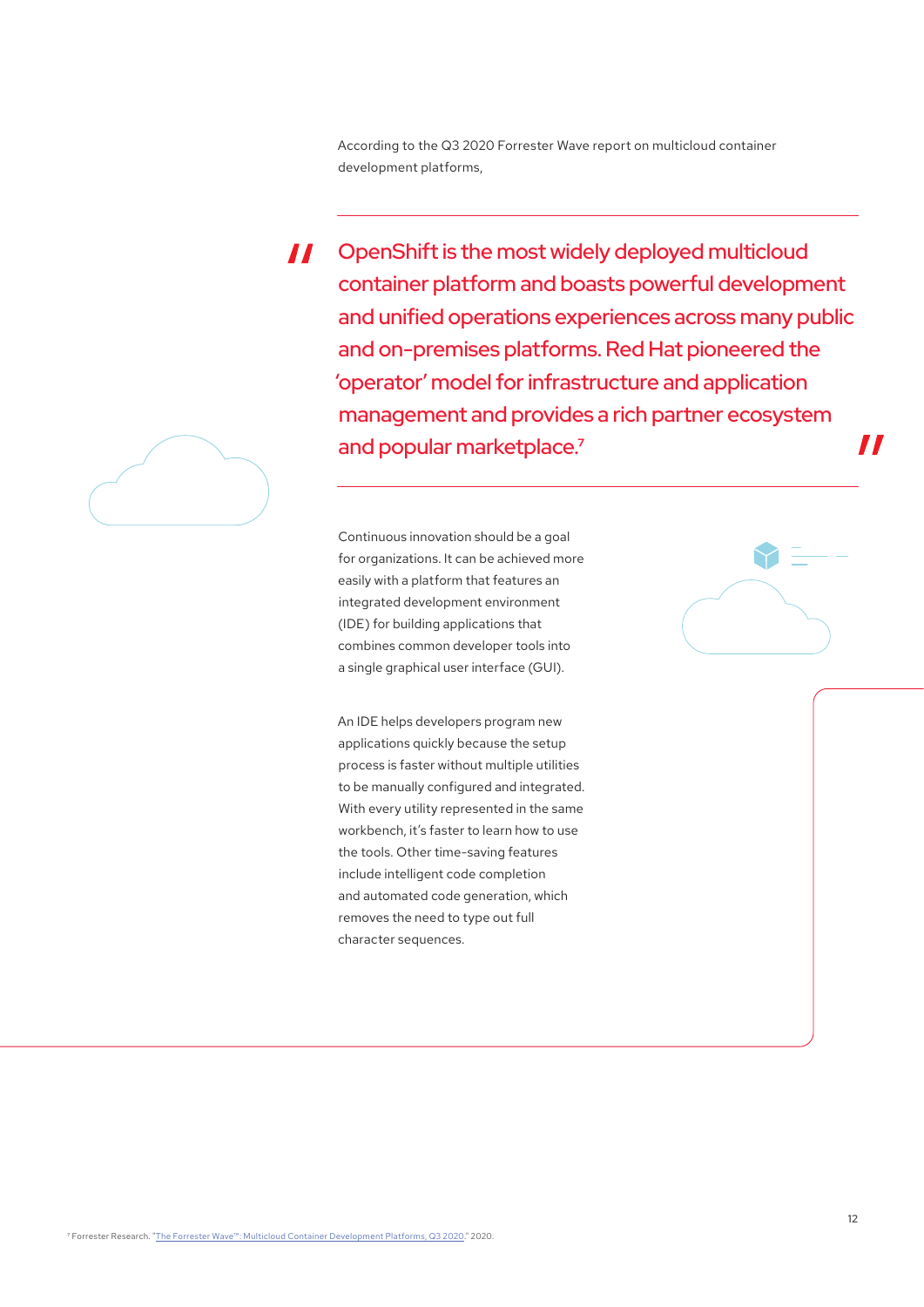According to the Q3 2020 Forrester Wave report on multicloud container development platforms,

> "OpenShift is the most widely deployed multicloud container platform and boasts powerful development and unified operations experiences across many public and on-premises platforms. Red Hat pioneered the 'operator' model for infrastructure and application management and provides a rich partner ecosystem and popular marketplace.[7]"

Continuous innovation should be a goal for organizations. It can be achieved more easily with a platform that features an integrated development environment (IDE) for building applications that combines common developer tools into a single graphical user interface (GUI).

An IDE helps developers program new applications quickly because the setup process is faster without multiple utilities to be manually configured and integrated. With every utility represented in the same workbench, it's faster to learn how to use the tools. Other time-saving features include intelligent code completion and automated code generation, which removes the need to type out full character sequences.

[7] Forrester Research. "The Forrester Wave™: Multicloud Container Development Platforms, Q3 2020." 2020.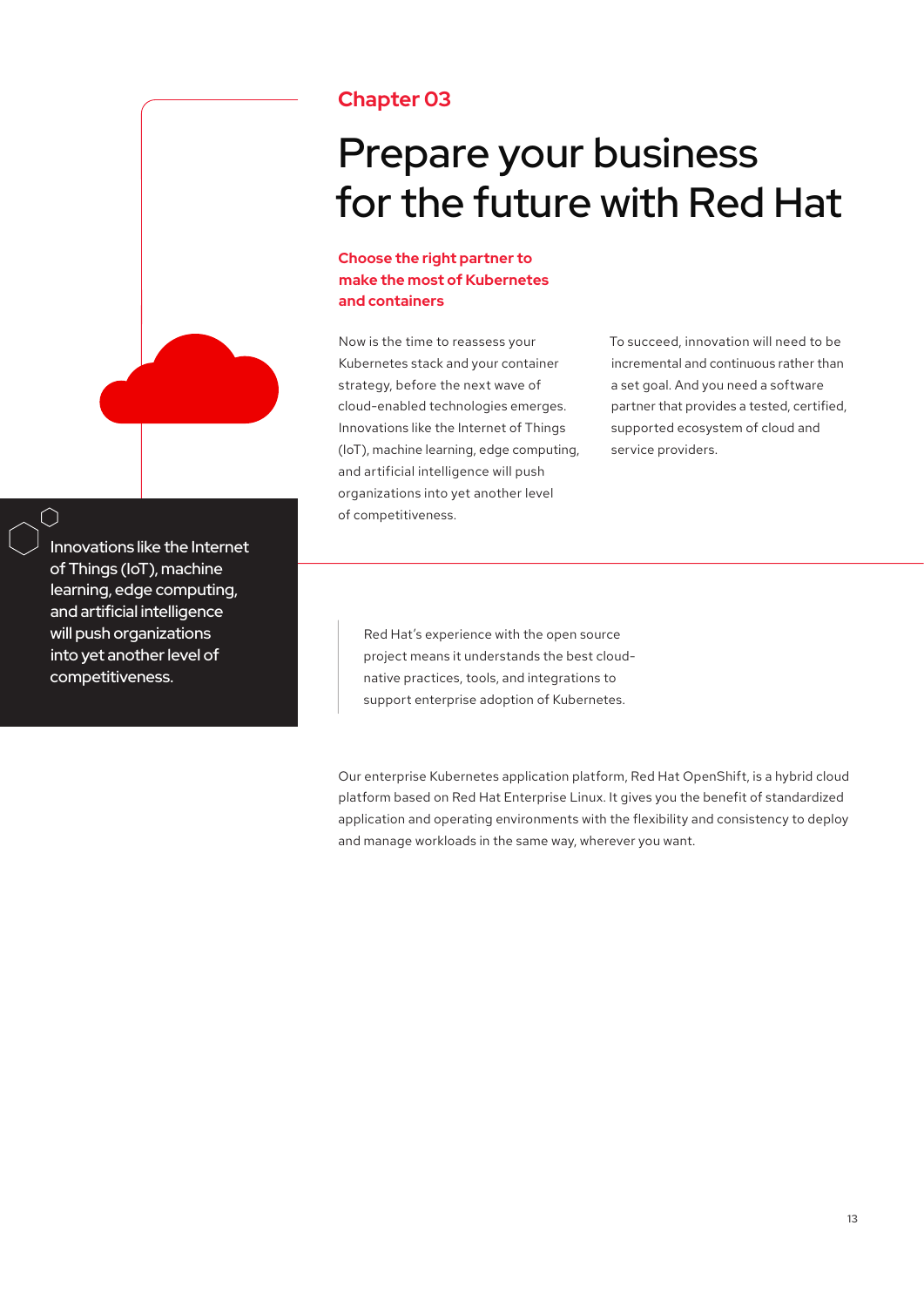Chapter 03

# Prepare your business for the future with Red Hat

## Choose the right partner to make the most of Kubernetes and containers

Now is the time to reassess your Kubernetes stack and your container strategy, before the next wave of cloud-enabled technologies emerges. Innovations like the Internet of Things (IoT), machine learning, edge computing, and artificial intelligence will push organizations into yet another level of competitiveness.

To succeed, innovation will need to be incremental and continuous rather than a set goal. And you need a software partner that provides a tested, certified, supported ecosystem of cloud and service providers.

> Innovations like the Internet of Things (IoT), machine learning, edge computing, and artificial intelligence will push organizations into yet another level of competitiveness.

> Red Hat's experience with the open source project means it understands the best cloud-native practices, tools, and integrations to support enterprise adoption of Kubernetes.

Our enterprise Kubernetes application platform, Red Hat OpenShift, is a hybrid cloud platform based on Red Hat Enterprise Linux. It gives you the benefit of standardized application and operating environments with the flexibility and consistency to deploy and manage workloads in the same way, wherever you want.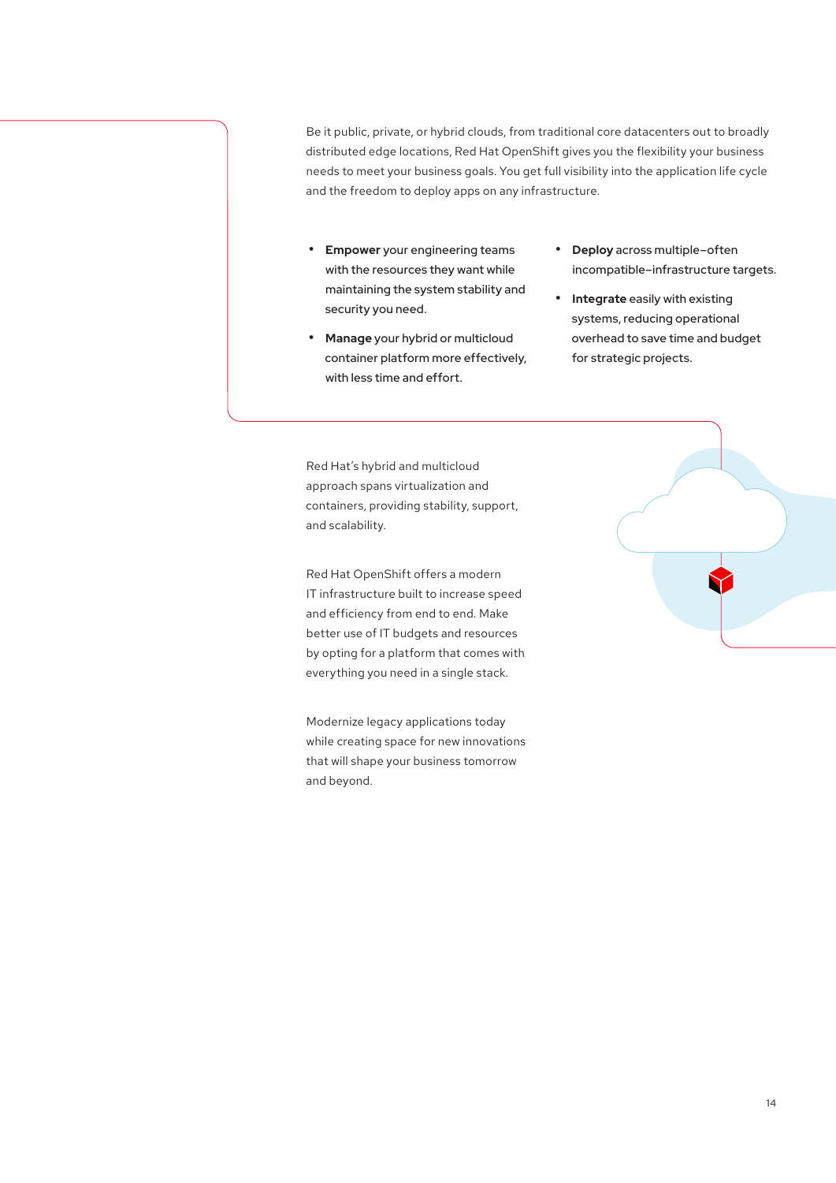Be it public, private, or hybrid clouds, from traditional core datacenters out to broadly distributed edge locations, Red Hat OpenShift gives you the flexibility your business needs to meet your business goals. You get full visibility into the application life cycle and the freedom to deploy apps on any infrastructure.

- **Empower** your engineering teams with the resources they want while maintaining the system stability and security you need.
- **Manage** your hybrid or multicloud container platform more effectively, with less time and effort.
- **Deploy** across multiple–often incompatible–infrastructure targets.
- **Integrate** easily with existing systems, reducing operational overhead to save time and budget for strategic projects.

Red Hat's hybrid and multicloud approach spans virtualization and containers, providing stability, support, and scalability.

Red Hat OpenShift offers a modern IT infrastructure built to increase speed and efficiency from end to end. Make better use of IT budgets and resources by opting for a platform that comes with everything you need in a single stack.

Modernize legacy applications today while creating space for new innovations that will shape your business tomorrow and beyond.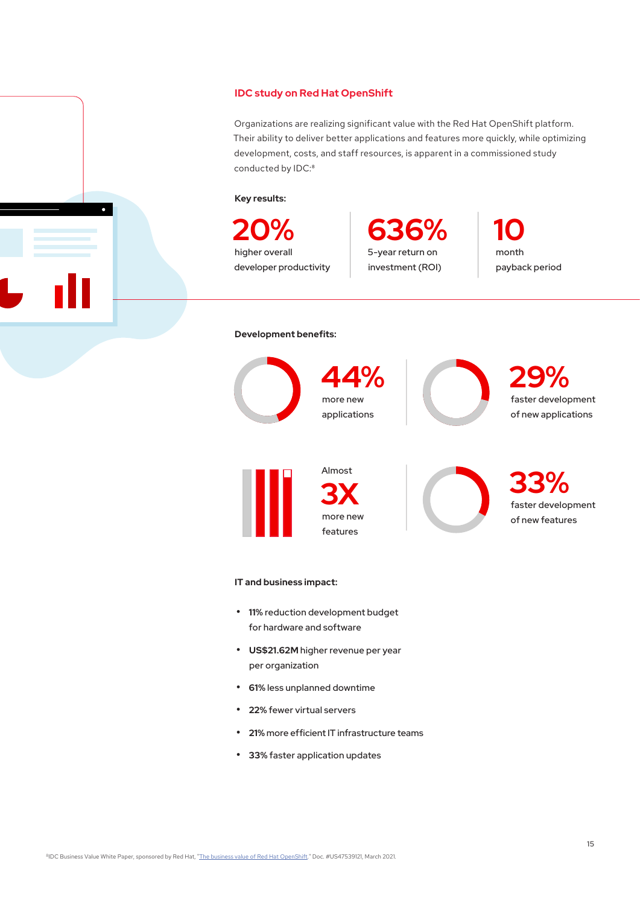## IDC study on Red Hat OpenShift

Organizations are realizing significant value with the Red Hat OpenShift platform. Their ability to deliver better applications and features more quickly, while optimizing development, costs, and staff resources, is apparent in a commissioned study conducted by IDC:[8]

**Key results:**

**20%**
higher overall developer productivity

**636%**
5-year return on investment (ROI)

**10**
month payback period

**Development benefits:**

**44%**
more new applications

**29%**
faster development of new applications

Almost
**3X**
more new features

**33%**
faster development of new features

**IT and business impact:**

- **11%** reduction development budget for hardware and software
- **US$21.62M** higher revenue per year per organization
- **61%** less unplanned downtime
- **22%** fewer virtual servers
- **21%** more efficient IT infrastructure teams
- **33%** faster application updates

[8]IDC Business Value White Paper, sponsored by Red Hat, "The business value of Red Hat OpenShift," Doc. #US47539121, March 2021.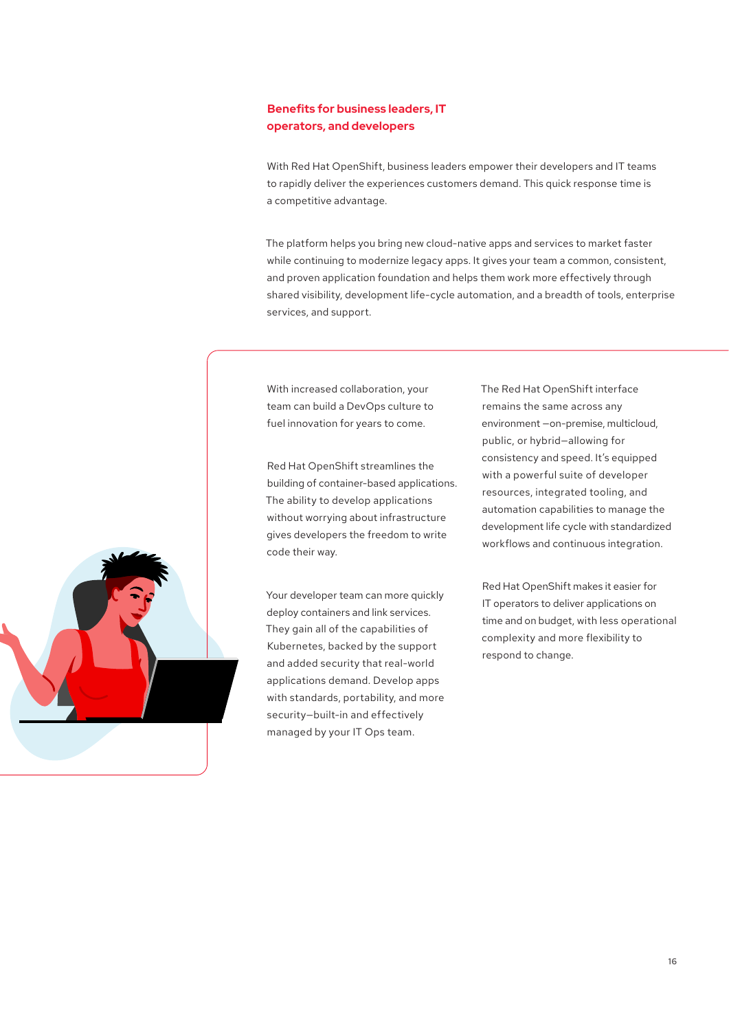## Benefits for business leaders, IT operators, and developers

With Red Hat OpenShift, business leaders empower their developers and IT teams to rapidly deliver the experiences customers demand. This quick response time is a competitive advantage.

The platform helps you bring new cloud-native apps and services to market faster while continuing to modernize legacy apps. It gives your team a common, consistent, and proven application foundation and helps them work more effectively through shared visibility, development life-cycle automation, and a breadth of tools, enterprise services, and support.

With increased collaboration, your team can build a DevOps culture to fuel innovation for years to come.

Red Hat OpenShift streamlines the building of container-based applications. The ability to develop applications without worrying about infrastructure gives developers the freedom to write code their way.

Your developer team can more quickly deploy containers and link services. They gain all of the capabilities of Kubernetes, backed by the support and added security that real-world applications demand. Develop apps with standards, portability, and more security—built-in and effectively managed by your IT Ops team.

The Red Hat OpenShift interface remains the same across any environment —on-premise, multicloud, public, or hybrid—allowing for consistency and speed. It's equipped with a powerful suite of developer resources, integrated tooling, and automation capabilities to manage the development life cycle with standardized workflows and continuous integration.

Red Hat OpenShift makes it easier for IT operators to deliver applications on time and on budget, with less operational complexity and more flexibility to respond to change.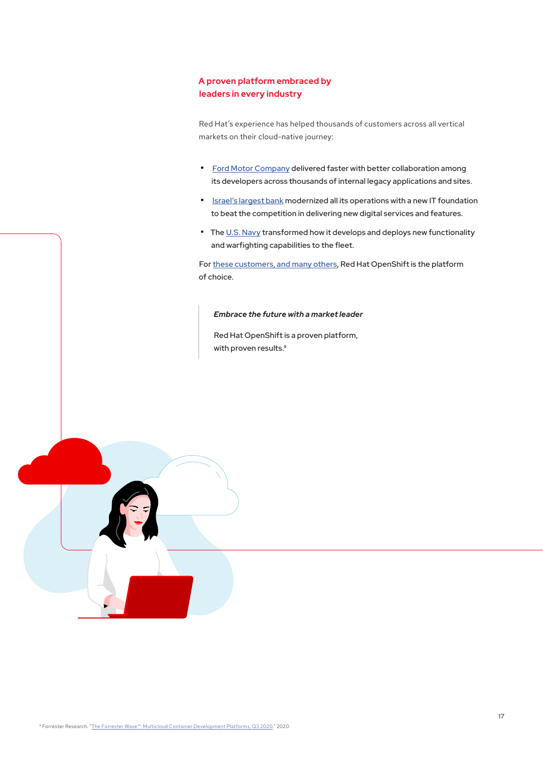## A proven platform embraced by leaders in every industry

Red Hat's experience has helped thousands of customers across all vertical markets on their cloud-native journey:

- Ford Motor Company delivered faster with better collaboration among its developers across thousands of internal legacy applications and sites.
- Israel's largest bank modernized all its operations with a new IT foundation to beat the competition in delivering new digital services and features.
- The U.S. Navy transformed how it develops and deploys new functionality and warfighting capabilities to the fleet.

For these customers, and many others, Red Hat OpenShift is the platform of choice.

> ***Embrace the future with a market leader***
>
> Red Hat OpenShift is a proven platform, with proven results.[9]

[9] Forrester Research. "The Forrester Wave™: Multicloud Container Development Platforms, Q3 2020." 2020.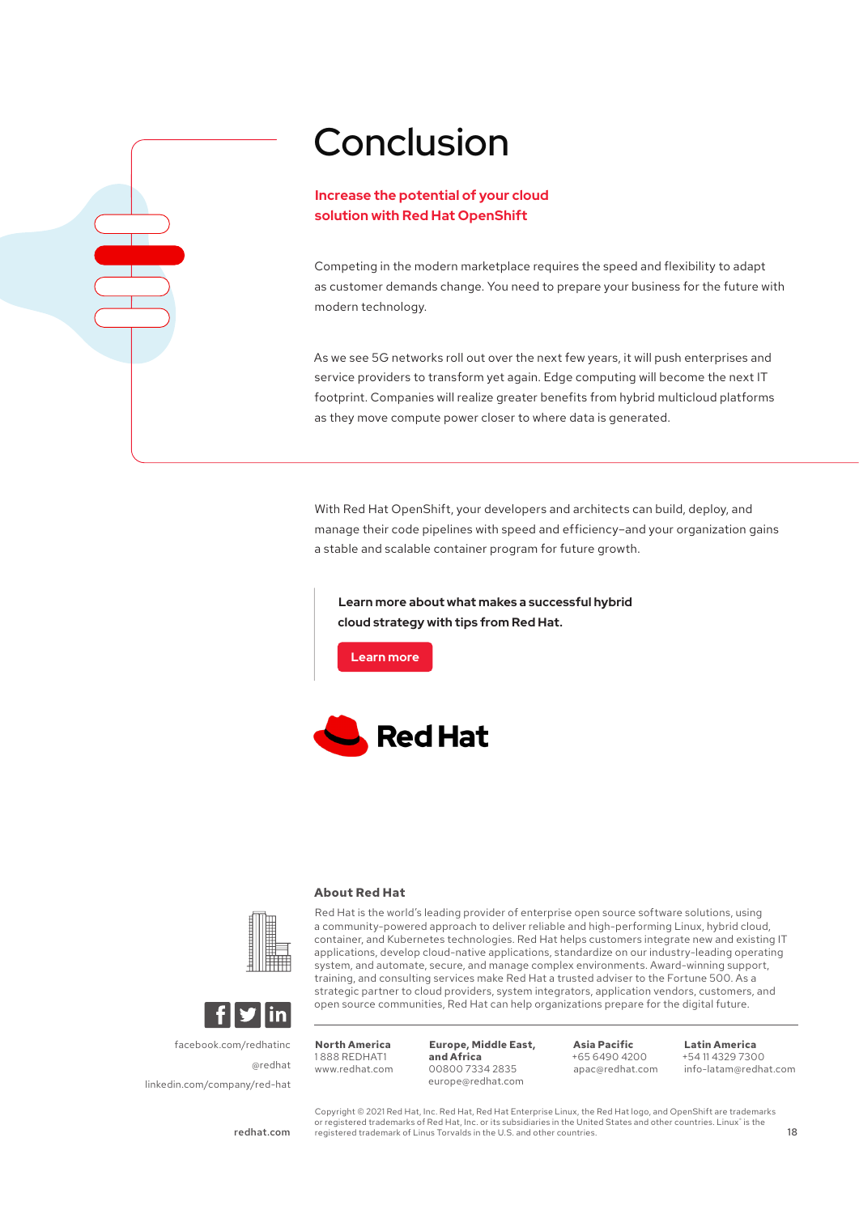# Conclusion

**Increase the potential of your cloud solution with Red Hat OpenShift**

Competing in the modern marketplace requires the speed and flexibility to adapt as customer demands change. You need to prepare your business for the future with modern technology.

As we see 5G networks roll out over the next few years, it will push enterprises and service providers to transform yet again. Edge computing will become the next IT footprint. Companies will realize greater benefits from hybrid multicloud platforms as they move compute power closer to where data is generated.

With Red Hat OpenShift, your developers and architects can build, deploy, and manage their code pipelines with speed and efficiency–and your organization gains a stable and scalable container program for future growth.

**Learn more about what makes a successful hybrid cloud strategy with tips from Red Hat.**

Learn more

Red Hat

### About Red Hat

Red Hat is the world's leading provider of enterprise open source software solutions, using a community-powered approach to deliver reliable and high-performing Linux, hybrid cloud, container, and Kubernetes technologies. Red Hat helps customers integrate new and existing IT applications, develop cloud-native applications, standardize on our industry-leading operating system, and automate, secure, and manage complex environments. Award-winning support, training, and consulting services make Red Hat a trusted adviser to the Fortune 500. As a strategic partner to cloud providers, system integrators, application vendors, customers, and open source communities, Red Hat can help organizations prepare for the digital future.

facebook.com/redhatinc
@redhat
linkedin.com/company/red-hat

**North America**
1 888 REDHAT1
www.redhat.com

**Europe, Middle East, and Africa**
00800 7334 2835
europe@redhat.com

**Asia Pacific**
+65 6490 4200
apac@redhat.com

**Latin America**
+54 11 4329 7300
info-latam@redhat.com

redhat.com

Copyright © 2021 Red Hat, Inc. Red Hat, Red Hat Enterprise Linux, the Red Hat logo, and OpenShift are trademarks or registered trademarks of Red Hat, Inc. or its subsidiaries in the United States and other countries. Linux® is the registered trademark of Linus Torvalds in the U.S. and other countries.